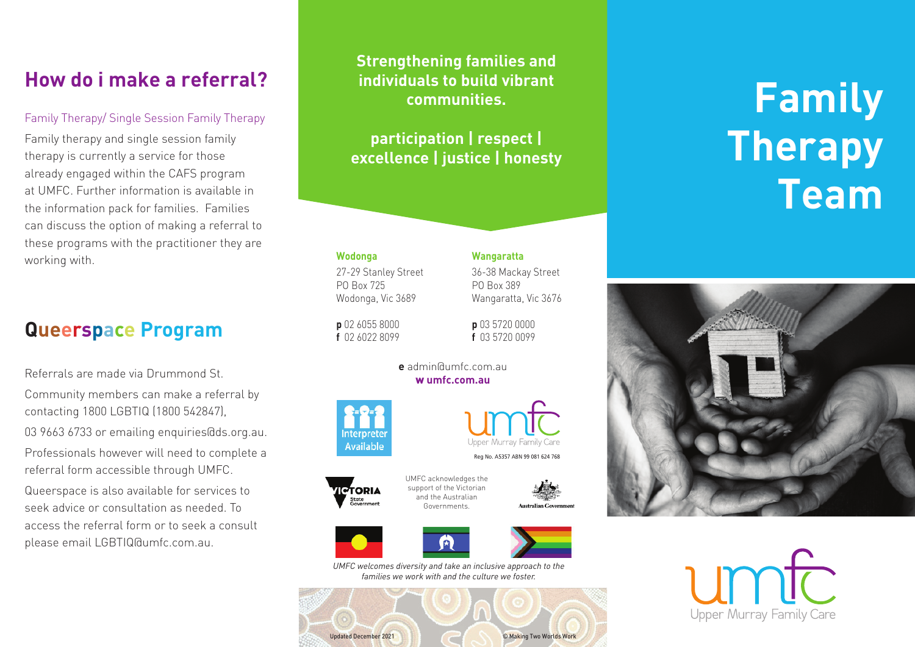## How do i make a referral?

Family Therapy/ Single Session Family Therapy

Family therapy and single session family therapy is currently a service for those already engaged within the CAFS program at UMFC. Further information is available in the information pack for families. Families can discuss the option of making a referral to these programs with the practitioner they are working with.

## Queerspace Program

Referrals are made via Drummond St.

Community members can make a referral by contacting 1800 LGBTIQ (1800 542847),

03 9663 6733 or emailing enquiries@ds.org.au.

Professionals however will need to complete a referral form accessible through UMFC.

Queerspace is also available for services to seek advice or consultation as needed. To access the referral form or to seek a consult please email LGBTIQ@umfc.com.au.

**Strengthening families and individuals to build vibrant communities.**

**participation | respect | excellence | justice | honesty**

**Wodonga**
27-29 Stanley Street
PO Box 725
Wodonga, Vic 3689

**p** 02 6055 8000
**f** 02 6022 8099

**Wangaratta**
36-38 Mackay Street
PO Box 389
Wangaratta, Vic 3676

**p** 03 5720 0000
**f** 03 5720 0099

**e** admin@umfc.com.au
**w umfc.com.au**

Interpreter Available

umfc Upper Murray Family Care

Reg No. A5357 ABN 99 081 624 768

UMFC acknowledges the support of the Victorian and the Australian Governments.

*UMFC welcomes diversity and take an inclusive approach to the families we work with and the culture we foster.*

Updated December 2021

© Making Two Worlds Work

# Family Therapy Team

umfc Upper Murray Family Care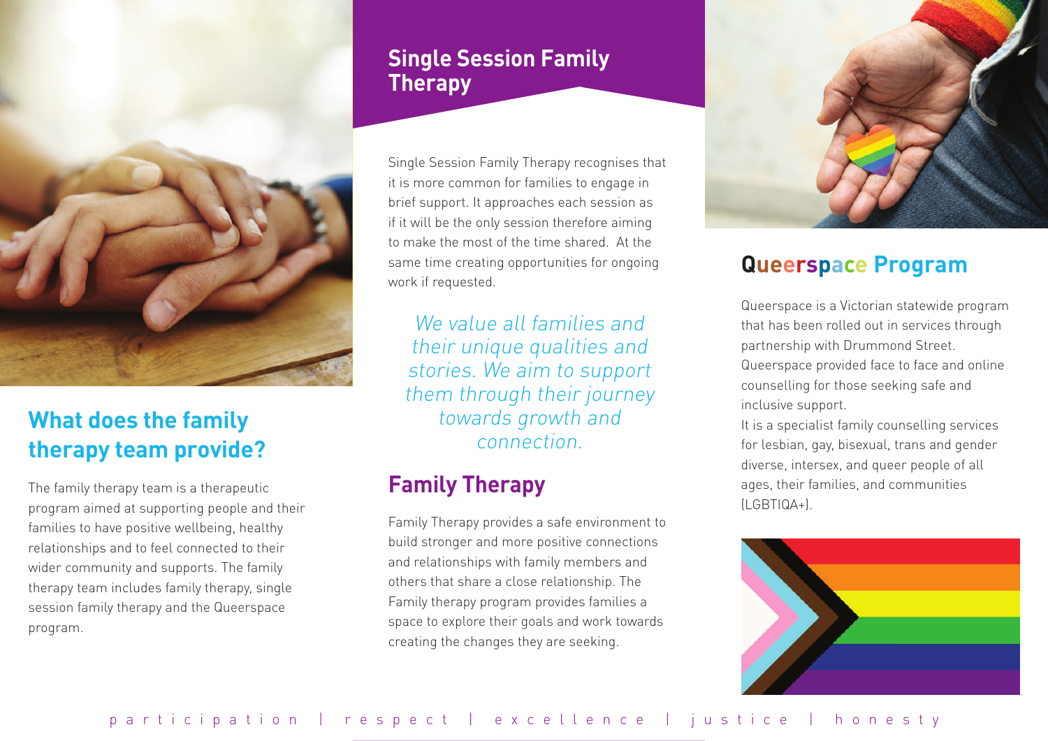## What does the family therapy team provide?

The family therapy team is a therapeutic program aimed at supporting people and their families to have positive wellbeing, healthy relationships and to feel connected to their wider community and supports. The family therapy team includes family therapy, single session family therapy and the Queerspace program.

## Single Session Family Therapy

Single Session Family Therapy recognises that it is more common for families to engage in brief support. It approaches each session as if it will be the only session therefore aiming to make the most of the time shared. At the same time creating opportunities for ongoing work if requested.

*We value all families and their unique qualities and stories. We aim to support them through their journey towards growth and connection.*

## Family Therapy

Family Therapy provides a safe environment to build stronger and more positive connections and relationships with family members and others that share a close relationship. The Family therapy program provides families a space to explore their goals and work towards creating the changes they are seeking.

## Queerspace Program

Queerspace is a Victorian statewide program that has been rolled out in services through partnership with Drummond Street. Queerspace provided face to face and online counselling for those seeking safe and inclusive support.
It is a specialist family counselling services for lesbian, gay, bisexual, trans and gender diverse, intersex, and queer people of all ages, their families, and communities (LGBTIQA+).

participation | respect | excellence | justice | honesty